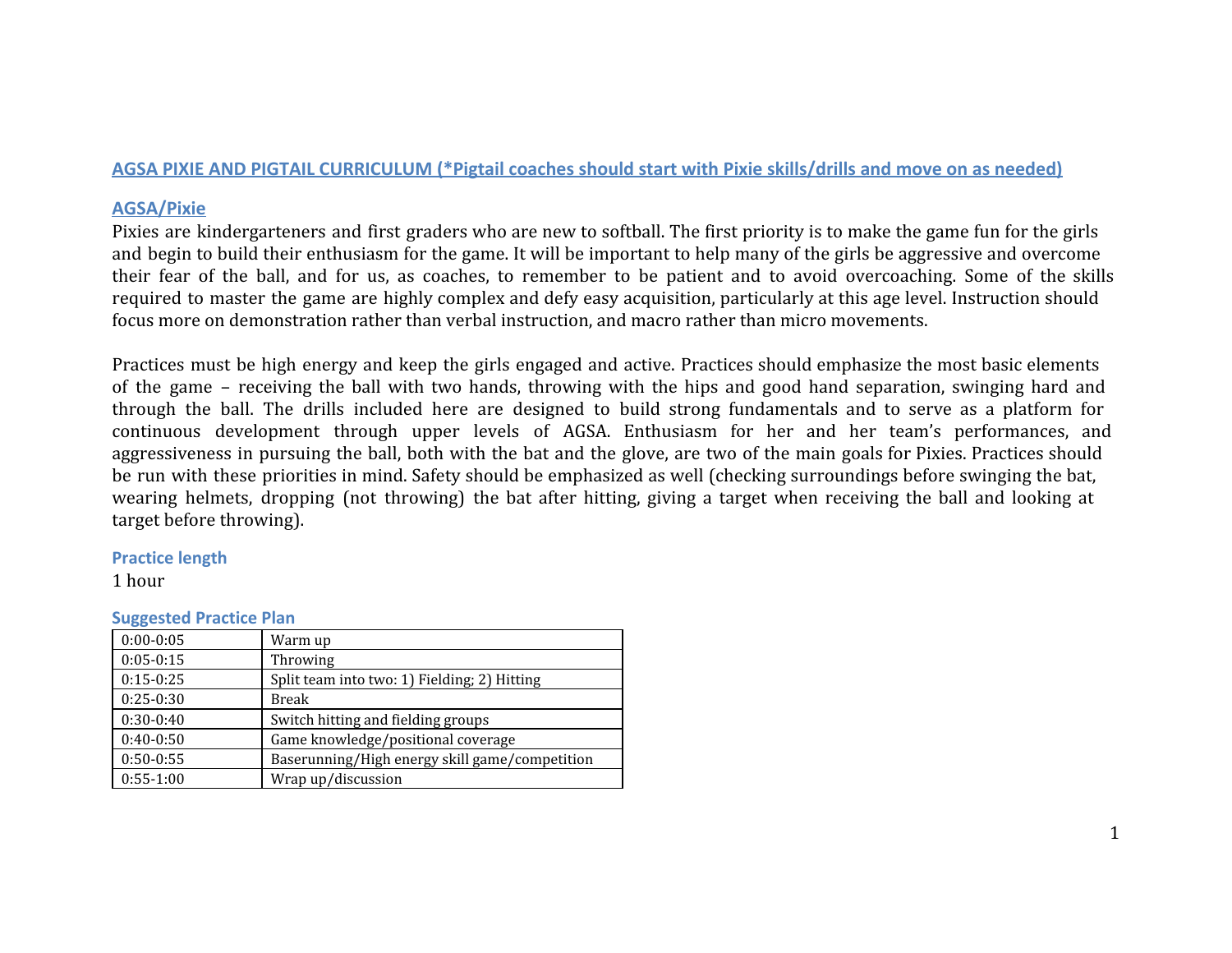# AGSA PIXIE AND PIGTAIL CURRICULUM (*Pigtail coaches should start with Pixie skills/drills and move on as needed)

## AGSA/Pixie

Pixies are kindergarteners and first graders who are new to softball. The first priority is to make the game fun for the girls and begin to build their enthusiasm for the game. It will be important to help many of the girls be aggressive and overcome their fear of the ball, and for us, as coaches, to remember to be patient and to avoid overcoaching. Some of the skills required to master the game are highly complex and defy easy acquisition, particularly at this age level. Instruction should focus more on demonstration rather than verbal instruction, and macro rather than micro movements.

Practices must be high energy and keep the girls engaged and active. Practices should emphasize the most basic elements of the game – receiving the ball with two hands, throwing with the hips and good hand separation, swinging hard and through the ball. The drills included here are designed to build strong fundamentals and to serve as a platform for continuous development through upper levels of AGSA. Enthusiasm for her and her team's performances, and aggressiveness in pursuing the ball, both with the bat and the glove, are two of the main goals for Pixies. Practices should be run with these priorities in mind. Safety should be emphasized as well (checking surroundings before swinging the bat, wearing helmets, dropping (not throwing) the bat after hitting, giving a target when receiving the ball and looking at target before throwing).

### Practice length

1 hour

### Suggested Practice Plan

| | |
|---|---|
| 0:00-0:05 | Warm up |
| 0:05-0:15 | Throwing |
| 0:15-0:25 | Split team into two: 1) Fielding; 2) Hitting |
| 0:25-0:30 | Break |
| 0:30-0:40 | Switch hitting and fielding groups |
| 0:40-0:50 | Game knowledge/positional coverage |
| 0:50-0:55 | Baserunning/High energy skill game/competition |
| 0:55-1:00 | Wrap up/discussion |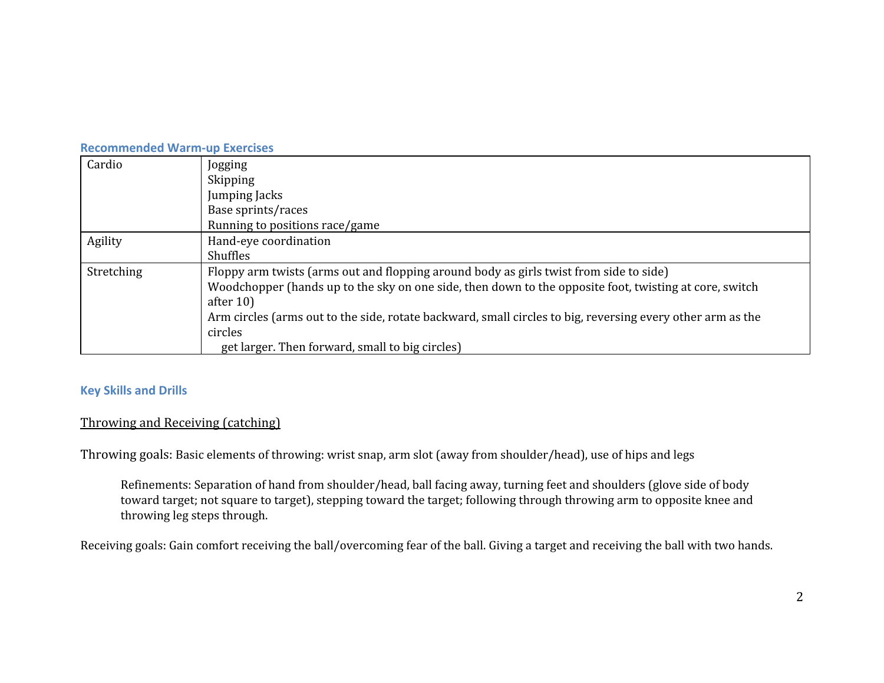### Recommended Warm-up Exercises

| | |
|---|---|
| Cardio | Jogging<br>Skipping<br>Jumping Jacks<br>Base sprints/races<br>Running to positions race/game |
| Agility | Hand-eye coordination<br>Shuffles |
| Stretching | Floppy arm twists (arms out and flopping around body as girls twist from side to side)<br>Woodchopper (hands up to the sky on one side, then down to the opposite foot, twisting at core, switch after 10)<br>Arm circles (arms out to the side, rotate backward, small circles to big, reversing every other arm as the circles get larger. Then forward, small to big circles) |

### Key Skills and Drills

<u>Throwing and Receiving (catching)</u>

Throwing goals: Basic elements of throwing: wrist snap, arm slot (away from shoulder/head), use of hips and legs

> Refinements: Separation of hand from shoulder/head, ball facing away, turning feet and shoulders (glove side of body toward target; not square to target), stepping toward the target; following through throwing arm to opposite knee and throwing leg steps through.

Receiving goals: Gain comfort receiving the ball/overcoming fear of the ball. Giving a target and receiving the ball with two hands.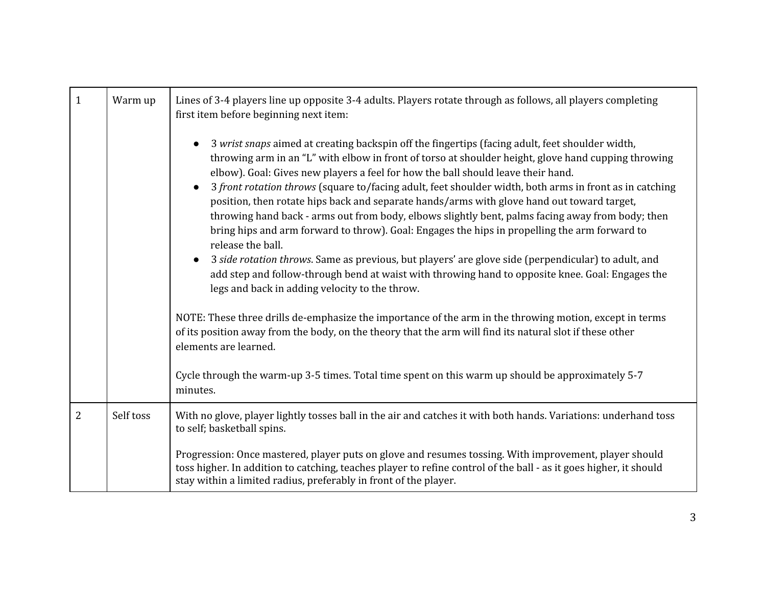| 1 | Warm up | Lines of 3-4 players line up opposite 3-4 adults. Players rotate through as follows, all players completing first item before beginning next item:<br><br>● 3 *wrist snaps* aimed at creating backspin off the fingertips (facing adult, feet shoulder width, throwing arm in an "L" with elbow in front of torso at shoulder height, glove hand cupping throwing elbow). Goal: Gives new players a feel for how the ball should leave their hand.<br>● 3 *front rotation throws* (square to/facing adult, feet shoulder width, both arms in front as in catching position, then rotate hips back and separate hands/arms with glove hand out toward target, throwing hand back - arms out from body, elbows slightly bent, palms facing away from body; then bring hips and arm forward to throw). Goal: Engages the hips in propelling the arm forward to release the ball.<br>● 3 *side rotation throws*. Same as previous, but players' are glove side (perpendicular) to adult, and add step and follow-through bend at waist with throwing hand to opposite knee. Goal: Engages the legs and back in adding velocity to the throw.<br><br>NOTE: These three drills de-emphasize the importance of the arm in the throwing motion, except in terms of its position away from the body, on the theory that the arm will find its natural slot if these other elements are learned.<br><br>Cycle through the warm-up 3-5 times. Total time spent on this warm up should be approximately 5-7 minutes. |
|---|---|---|
| 2 | Self toss | With no glove, player lightly tosses ball in the air and catches it with both hands. Variations: underhand toss to self; basketball spins.<br><br>Progression: Once mastered, player puts on glove and resumes tossing. With improvement, player should toss higher. In addition to catching, teaches player to refine control of the ball - as it goes higher, it should stay within a limited radius, preferably in front of the player. |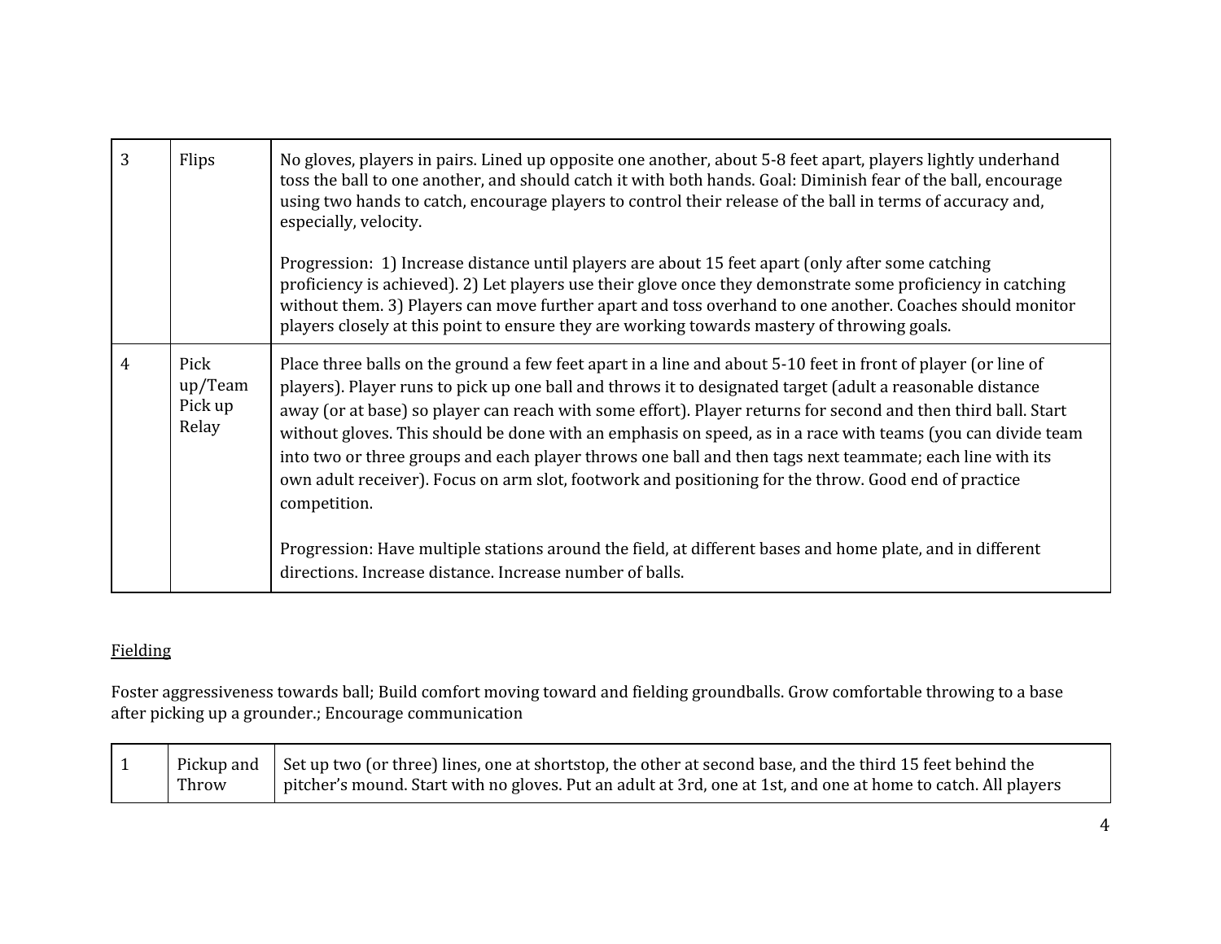| | | |
|---|---|---|
| 3 | Flips | No gloves, players in pairs. Lined up opposite one another, about 5-8 feet apart, players lightly underhand toss the ball to one another, and should catch it with both hands. Goal: Diminish fear of the ball, encourage using two hands to catch, encourage players to control their release of the ball in terms of accuracy and, especially, velocity.<br><br>Progression: 1) Increase distance until players are about 15 feet apart (only after some catching proficiency is achieved). 2) Let players use their glove once they demonstrate some proficiency in catching without them. 3) Players can move further apart and toss overhand to one another. Coaches should monitor players closely at this point to ensure they are working towards mastery of throwing goals. |
| 4 | Pick up/Team Pick up Relay | Place three balls on the ground a few feet apart in a line and about 5-10 feet in front of player (or line of players). Player runs to pick up one ball and throws it to designated target (adult a reasonable distance away (or at base) so player can reach with some effort). Player returns for second and then third ball. Start without gloves. This should be done with an emphasis on speed, as in a race with teams (you can divide team into two or three groups and each player throws one ball and then tags next teammate; each line with its own adult receiver). Focus on arm slot, footwork and positioning for the throw. Good end of practice competition.<br><br>Progression: Have multiple stations around the field, at different bases and home plate, and in different directions. Increase distance. Increase number of balls. |

<u>Fielding</u>

Foster aggressiveness towards ball; Build comfort moving toward and fielding groundballs. Grow comfortable throwing to a base after picking up a grounder.; Encourage communication

| | | |
|---|---|---|
| 1 | Pickup and Throw | Set up two (or three) lines, one at shortstop, the other at second base, and the third 15 feet behind the pitcher's mound. Start with no gloves. Put an adult at 3rd, one at 1st, and one at home to catch. All players |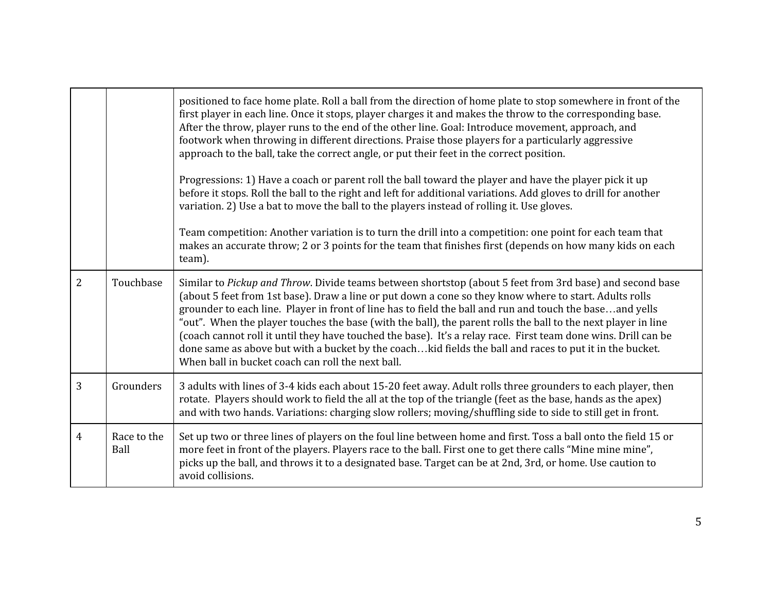| | | |
|---|---|---|
| | | positioned to face home plate. Roll a ball from the direction of home plate to stop somewhere in front of the first player in each line. Once it stops, player charges it and makes the throw to the corresponding base. After the throw, player runs to the end of the other line. Goal: Introduce movement, approach, and footwork when throwing in different directions. Praise those players for a particularly aggressive approach to the ball, take the correct angle, or put their feet in the correct position.<br><br>Progressions: 1) Have a coach or parent roll the ball toward the player and have the player pick it up before it stops. Roll the ball to the right and left for additional variations. Add gloves to drill for another variation. 2) Use a bat to move the ball to the players instead of rolling it. Use gloves.<br><br>Team competition: Another variation is to turn the drill into a competition: one point for each team that makes an accurate throw; 2 or 3 points for the team that finishes first (depends on how many kids on each team). |
| 2 | Touchbase | Similar to *Pickup and Throw*. Divide teams between shortstop (about 5 feet from 3rd base) and second base (about 5 feet from 1st base). Draw a line or put down a cone so they know where to start. Adults rolls grounder to each line. Player in front of line has to field the ball and run and touch the base…and yells "out". When the player touches the base (with the ball), the parent rolls the ball to the next player in line (coach cannot roll it until they have touched the base). It's a relay race. First team done wins. Drill can be done same as above but with a bucket by the coach…kid fields the ball and races to put it in the bucket. When ball in bucket coach can roll the next ball. |
| 3 | Grounders | 3 adults with lines of 3-4 kids each about 15-20 feet away. Adult rolls three grounders to each player, then rotate. Players should work to field the all at the top of the triangle (feet as the base, hands as the apex) and with two hands. Variations: charging slow rollers; moving/shuffling side to side to still get in front. |
| 4 | Race to the Ball | Set up two or three lines of players on the foul line between home and first. Toss a ball onto the field 15 or more feet in front of the players. Players race to the ball. First one to get there calls "Mine mine mine", picks up the ball, and throws it to a designated base. Target can be at 2nd, 3rd, or home. Use caution to avoid collisions. |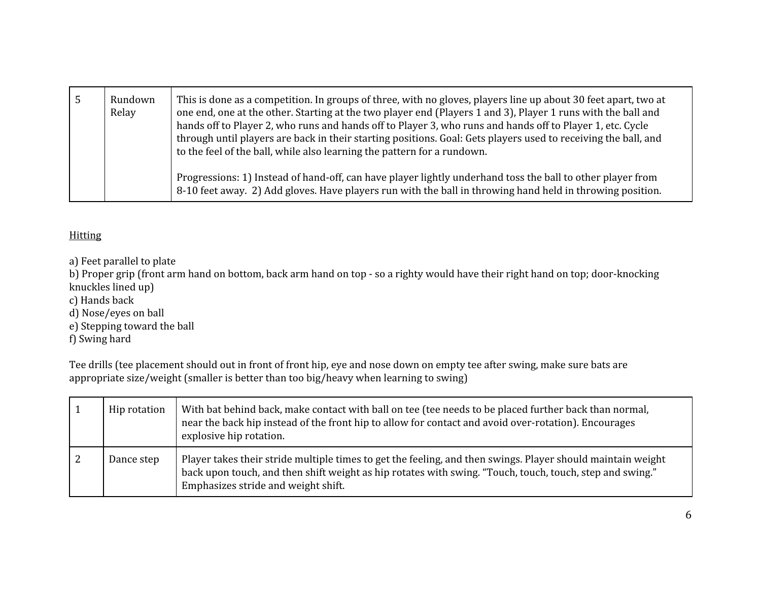| 5 | Rundown Relay | This is done as a competition. In groups of three, with no gloves, players line up about 30 feet apart, two at one end, one at the other. Starting at the two player end (Players 1 and 3), Player 1 runs with the ball and hands off to Player 2, who runs and hands off to Player 3, who runs and hands off to Player 1, etc. Cycle through until players are back in their starting positions. Goal: Gets players used to receiving the ball, and to the feel of the ball, while also learning the pattern for a rundown.<br><br>Progressions: 1) Instead of hand-off, can have player lightly underhand toss the ball to other player from 8-10 feet away. 2) Add gloves. Have players run with the ball in throwing hand held in throwing position. |
|---|---|---|

<u>Hitting</u>

a) Feet parallel to plate
b) Proper grip (front arm hand on bottom, back arm hand on top - so a righty would have their right hand on top; door-knocking knuckles lined up)
c) Hands back
d) Nose/eyes on ball
e) Stepping toward the ball
f) Swing hard

Tee drills (tee placement should out in front of front hip, eye and nose down on empty tee after swing, make sure bats are appropriate size/weight (smaller is better than too big/heavy when learning to swing)

| 1 | Hip rotation | With bat behind back, make contact with ball on tee (tee needs to be placed further back than normal, near the back hip instead of the front hip to allow for contact and avoid over-rotation). Encourages explosive hip rotation. |
|---|---|---|
| 2 | Dance step | Player takes their stride multiple times to get the feeling, and then swings. Player should maintain weight back upon touch, and then shift weight as hip rotates with swing. "Touch, touch, touch, step and swing." Emphasizes stride and weight shift. |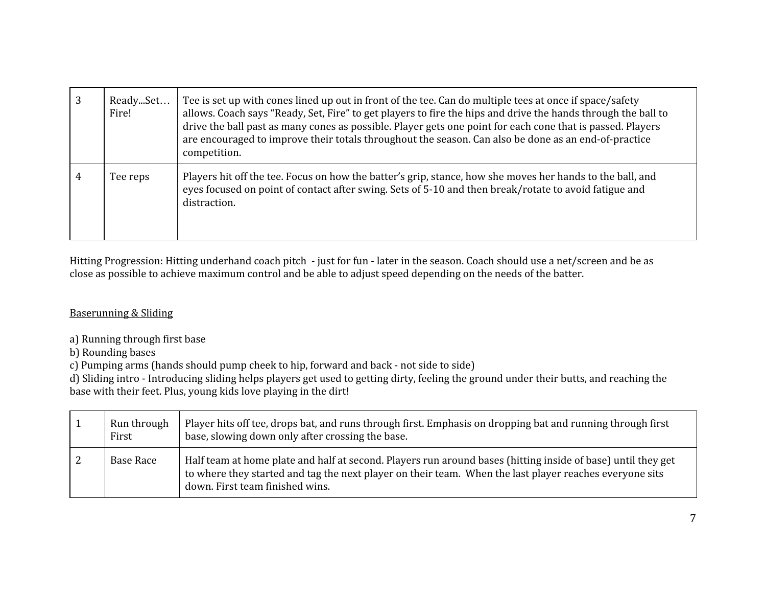| 3 | Ready...Set… Fire! | Tee is set up with cones lined up out in front of the tee. Can do multiple tees at once if space/safety allows. Coach says "Ready, Set, Fire" to get players to fire the hips and drive the hands through the ball to drive the ball past as many cones as possible. Player gets one point for each cone that is passed. Players are encouraged to improve their totals throughout the season. Can also be done as an end-of-practice competition. |
|---|---|---|
| 4 | Tee reps | Players hit off the tee. Focus on how the batter's grip, stance, how she moves her hands to the ball, and eyes focused on point of contact after swing. Sets of 5-10 and then break/rotate to avoid fatigue and distraction. |

Hitting Progression: Hitting underhand coach pitch  - just for fun - later in the season. Coach should use a net/screen and be as close as possible to achieve maximum control and be able to adjust speed depending on the needs of the batter.

<u>Baserunning & Sliding</u>

a) Running through first base
b) Rounding bases
c) Pumping arms (hands should pump cheek to hip, forward and back - not side to side)
d) Sliding intro - Introducing sliding helps players get used to getting dirty, feeling the ground under their butts, and reaching the base with their feet. Plus, young kids love playing in the dirt!

| 1 | Run through First | Player hits off tee, drops bat, and runs through first. Emphasis on dropping bat and running through first base, slowing down only after crossing the base. |
|---|---|---|
| 2 | Base Race | Half team at home plate and half at second. Players run around bases (hitting inside of base) until they get to where they started and tag the next player on their team.  When the last player reaches everyone sits down. First team finished wins. |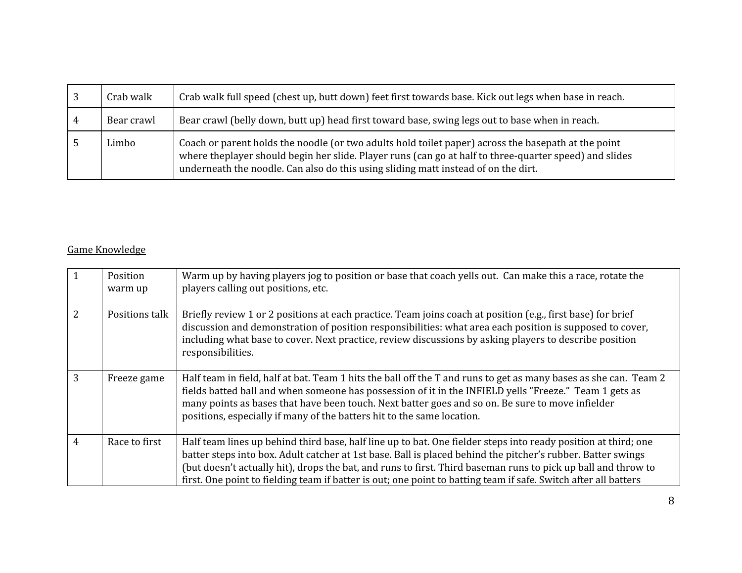| | | |
|---|---|---|
| 3 | Crab walk | Crab walk full speed (chest up, butt down) feet first towards base. Kick out legs when base in reach. |
| 4 | Bear crawl | Bear crawl (belly down, butt up) head first toward base, swing legs out to base when in reach. |
| 5 | Limbo | Coach or parent holds the noodle (or two adults hold toilet paper) across the basepath at the point where theplayer should begin her slide. Player runs (can go at half to three-quarter speed) and slides underneath the noodle. Can also do this using sliding matt instead of on the dirt. |

Game Knowledge

| | | |
|---|---|---|
| 1 | Position warm up | Warm up by having players jog to position or base that coach yells out. Can make this a race, rotate the players calling out positions, etc. |
| 2 | Positions talk | Briefly review 1 or 2 positions at each practice. Team joins coach at position (e.g., first base) for brief discussion and demonstration of position responsibilities: what area each position is supposed to cover, including what base to cover. Next practice, review discussions by asking players to describe position responsibilities. |
| 3 | Freeze game | Half team in field, half at bat. Team 1 hits the ball off the T and runs to get as many bases as she can. Team 2 fields batted ball and when someone has possession of it in the INFIELD yells "Freeze." Team 1 gets as many points as bases that have been touch. Next batter goes and so on. Be sure to move infielder positions, especially if many of the batters hit to the same location. |
| 4 | Race to first | Half team lines up behind third base, half line up to bat. One fielder steps into ready position at third; one batter steps into box. Adult catcher at 1st base. Ball is placed behind the pitcher's rubber. Batter swings (but doesn't actually hit), drops the bat, and runs to first. Third baseman runs to pick up ball and throw to first. One point to fielding team if batter is out; one point to batting team if safe. Switch after all batters |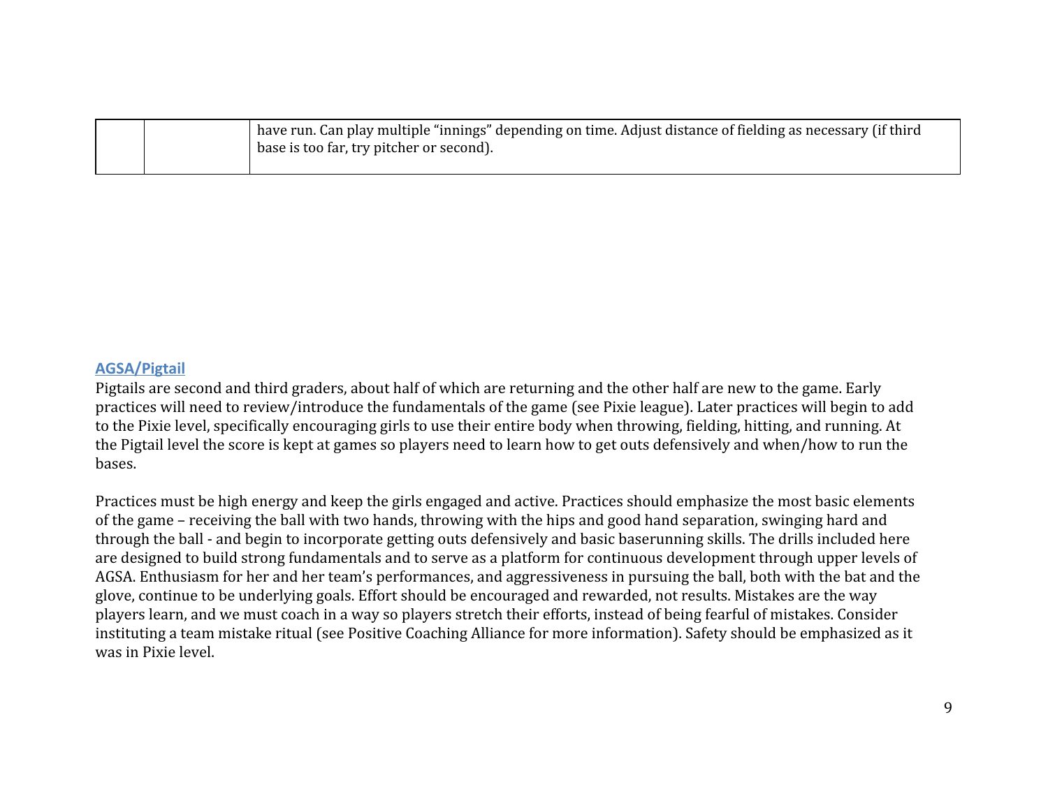| | | |
|---|---|---|
| | | have run. Can play multiple "innings" depending on time. Adjust distance of fielding as necessary (if third base is too far, try pitcher or second). |

## AGSA/Pigtail

Pigtails are second and third graders, about half of which are returning and the other half are new to the game. Early practices will need to review/introduce the fundamentals of the game (see Pixie league). Later practices will begin to add to the Pixie level, specifically encouraging girls to use their entire body when throwing, fielding, hitting, and running. At the Pigtail level the score is kept at games so players need to learn how to get outs defensively and when/how to run the bases.

Practices must be high energy and keep the girls engaged and active. Practices should emphasize the most basic elements of the game – receiving the ball with two hands, throwing with the hips and good hand separation, swinging hard and through the ball - and begin to incorporate getting outs defensively and basic baserunning skills. The drills included here are designed to build strong fundamentals and to serve as a platform for continuous development through upper levels of AGSA. Enthusiasm for her and her team's performances, and aggressiveness in pursuing the ball, both with the bat and the glove, continue to be underlying goals. Effort should be encouraged and rewarded, not results. Mistakes are the way players learn, and we must coach in a way so players stretch their efforts, instead of being fearful of mistakes. Consider instituting a team mistake ritual (see Positive Coaching Alliance for more information). Safety should be emphasized as it was in Pixie level.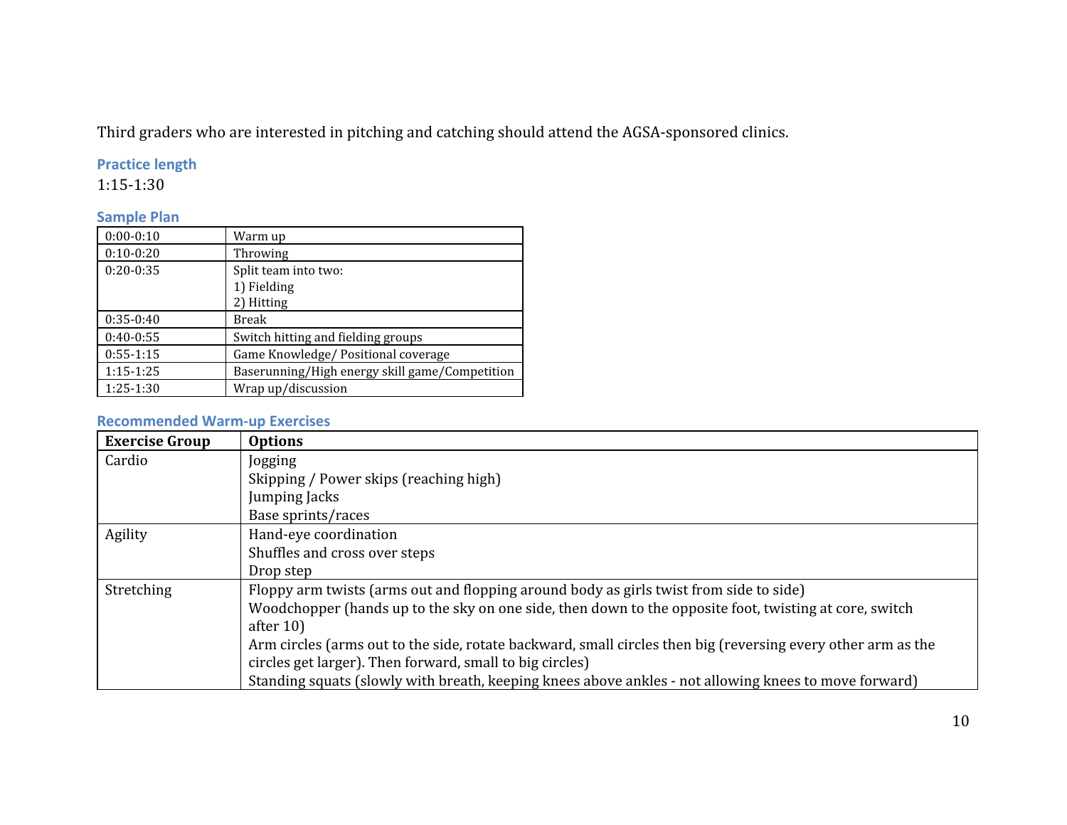Third graders who are interested in pitching and catching should attend the AGSA-sponsored clinics.

### Practice length

1:15-1:30

### Sample Plan

| | |
|---|---|
| 0:00-0:10 | Warm up |
| 0:10-0:20 | Throwing |
| 0:20-0:35 | Split team into two:<br>1) Fielding<br>2) Hitting |
| 0:35-0:40 | Break |
| 0:40-0:55 | Switch hitting and fielding groups |
| 0:55-1:15 | Game Knowledge/ Positional coverage |
| 1:15-1:25 | Baserunning/High energy skill game/Competition |
| 1:25-1:30 | Wrap up/discussion |

### Recommended Warm-up Exercises

| Exercise Group | Options |
|---|---|
| Cardio | Jogging<br>Skipping / Power skips (reaching high)<br>Jumping Jacks<br>Base sprints/races |
| Agility | Hand-eye coordination<br>Shuffles and cross over steps<br>Drop step |
| Stretching | Floppy arm twists (arms out and flopping around body as girls twist from side to side)<br>Woodchopper (hands up to the sky on one side, then down to the opposite foot, twisting at core, switch after 10)<br>Arm circles (arms out to the side, rotate backward, small circles then big (reversing every other arm as the circles get larger). Then forward, small to big circles)<br>Standing squats (slowly with breath, keeping knees above ankles - not allowing knees to move forward) |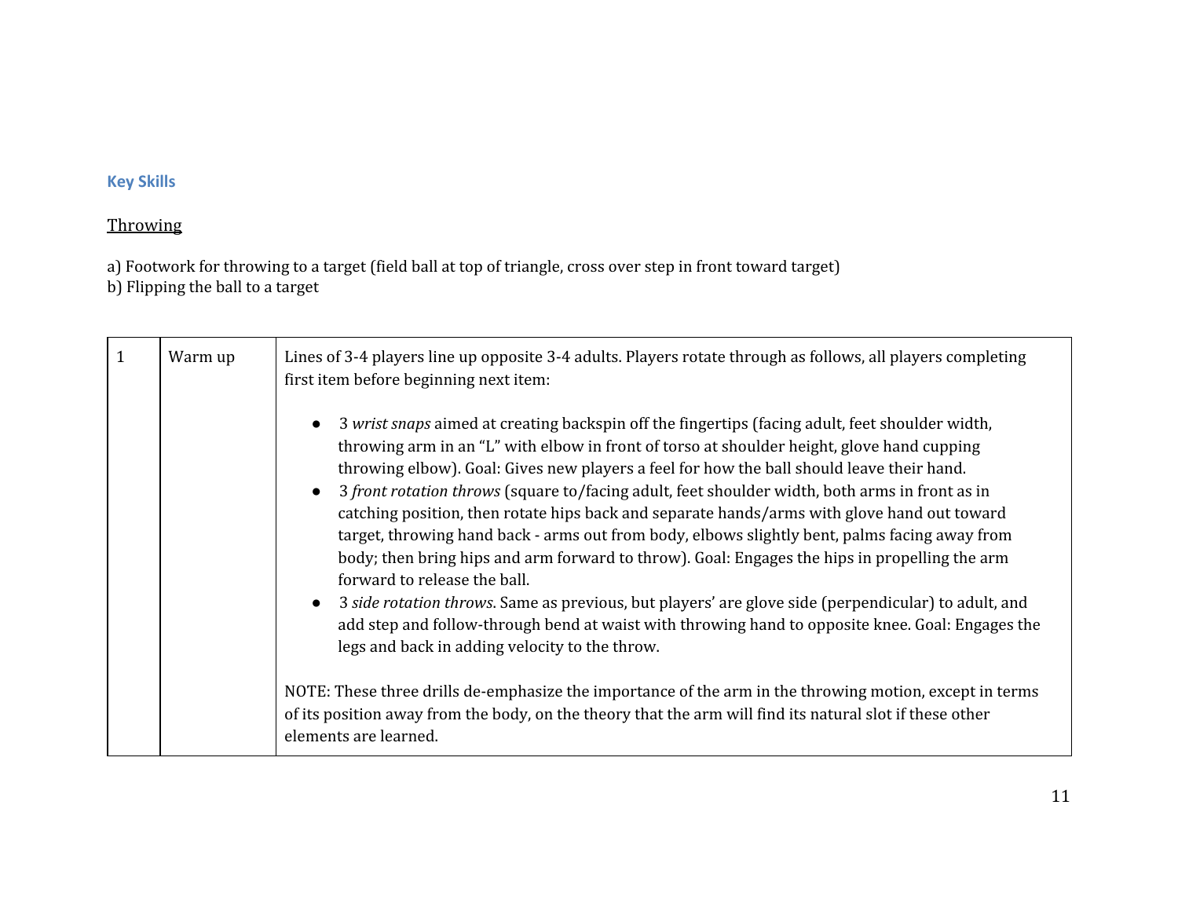### Key Skills

<u>Throwing</u>

a) Footwork for throwing to a target (field ball at top of triangle, cross over step in front toward target)
b) Flipping the ball to a target

| 1 | Warm up | Lines of 3-4 players line up opposite 3-4 adults. Players rotate through as follows, all players completing first item before beginning next item:<br><br>● 3 *wrist snaps* aimed at creating backspin off the fingertips (facing adult, feet shoulder width, throwing arm in an "L" with elbow in front of torso at shoulder height, glove hand cupping throwing elbow). Goal: Gives new players a feel for how the ball should leave their hand.<br>● 3 *front rotation throws* (square to/facing adult, feet shoulder width, both arms in front as in catching position, then rotate hips back and separate hands/arms with glove hand out toward target, throwing hand back - arms out from body, elbows slightly bent, palms facing away from body; then bring hips and arm forward to throw). Goal: Engages the hips in propelling the arm forward to release the ball.<br>● 3 *side rotation throws*. Same as previous, but players' are glove side (perpendicular) to adult, and add step and follow-through bend at waist with throwing hand to opposite knee. Goal: Engages the legs and back in adding velocity to the throw.<br><br>NOTE: These three drills de-emphasize the importance of the arm in the throwing motion, except in terms of its position away from the body, on the theory that the arm will find its natural slot if these other elements are learned. |
|---|---|---|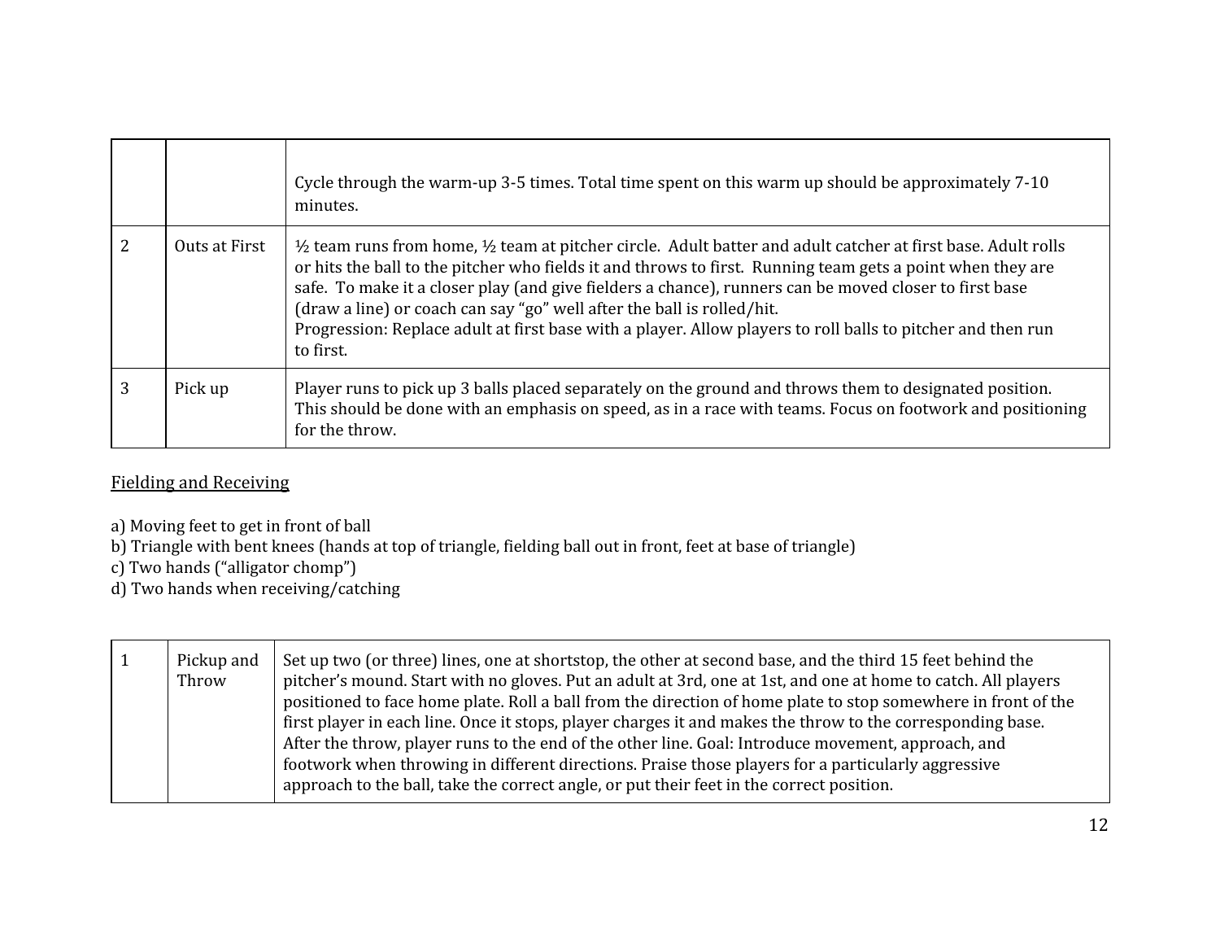| | | |
|---|---|---|
| | | Cycle through the warm-up 3-5 times. Total time spent on this warm up should be approximately 7-10 minutes. |
| 2 | Outs at First | ½ team runs from home, ½ team at pitcher circle. Adult batter and adult catcher at first base. Adult rolls or hits the ball to the pitcher who fields it and throws to first. Running team gets a point when they are safe. To make it a closer play (and give fielders a chance), runners can be moved closer to first base (draw a line) or coach can say "go" well after the ball is rolled/hit.<br>Progression: Replace adult at first base with a player. Allow players to roll balls to pitcher and then run to first. |
| 3 | Pick up | Player runs to pick up 3 balls placed separately on the ground and throws them to designated position. This should be done with an emphasis on speed, as in a race with teams. Focus on footwork and positioning for the throw. |

<u>Fielding and Receiving</u>

a) Moving feet to get in front of ball
b) Triangle with bent knees (hands at top of triangle, fielding ball out in front, feet at base of triangle)
c) Two hands ("alligator chomp")
d) Two hands when receiving/catching

| | | |
|---|---|---|
| 1 | Pickup and Throw | Set up two (or three) lines, one at shortstop, the other at second base, and the third 15 feet behind the pitcher's mound. Start with no gloves. Put an adult at 3rd, one at 1st, and one at home to catch. All players positioned to face home plate. Roll a ball from the direction of home plate to stop somewhere in front of the first player in each line. Once it stops, player charges it and makes the throw to the corresponding base. After the throw, player runs to the end of the other line. Goal: Introduce movement, approach, and footwork when throwing in different directions. Praise those players for a particularly aggressive approach to the ball, take the correct angle, or put their feet in the correct position. |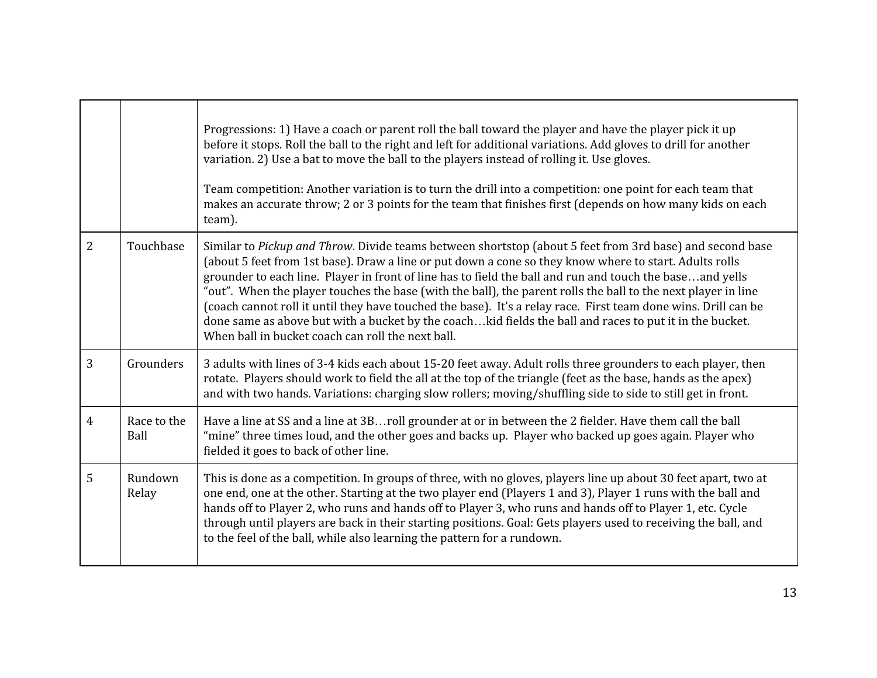| | | |
|---|---|---|
| | | Progressions: 1) Have a coach or parent roll the ball toward the player and have the player pick it up before it stops. Roll the ball to the right and left for additional variations. Add gloves to drill for another variation. 2) Use a bat to move the ball to the players instead of rolling it. Use gloves.<br><br>Team competition: Another variation is to turn the drill into a competition: one point for each team that makes an accurate throw; 2 or 3 points for the team that finishes first (depends on how many kids on each team). |
| 2 | Touchbase | Similar to *Pickup and Throw*. Divide teams between shortstop (about 5 feet from 3rd base) and second base (about 5 feet from 1st base). Draw a line or put down a cone so they know where to start. Adults rolls grounder to each line. Player in front of line has to field the ball and run and touch the base…and yells "out". When the player touches the base (with the ball), the parent rolls the ball to the next player in line (coach cannot roll it until they have touched the base). It's a relay race. First team done wins. Drill can be done same as above but with a bucket by the coach…kid fields the ball and races to put it in the bucket. When ball in bucket coach can roll the next ball. |
| 3 | Grounders | 3 adults with lines of 3-4 kids each about 15-20 feet away. Adult rolls three grounders to each player, then rotate. Players should work to field the all at the top of the triangle (feet as the base, hands as the apex) and with two hands. Variations: charging slow rollers; moving/shuffling side to side to still get in front. |
| 4 | Race to the Ball | Have a line at SS and a line at 3B…roll grounder at or in between the 2 fielder. Have them call the ball "mine" three times loud, and the other goes and backs up. Player who backed up goes again. Player who fielded it goes to back of other line. |
| 5 | Rundown Relay | This is done as a competition. In groups of three, with no gloves, players line up about 30 feet apart, two at one end, one at the other. Starting at the two player end (Players 1 and 3), Player 1 runs with the ball and hands off to Player 2, who runs and hands off to Player 3, who runs and hands off to Player 1, etc. Cycle through until players are back in their starting positions. Goal: Gets players used to receiving the ball, and to the feel of the ball, while also learning the pattern for a rundown. |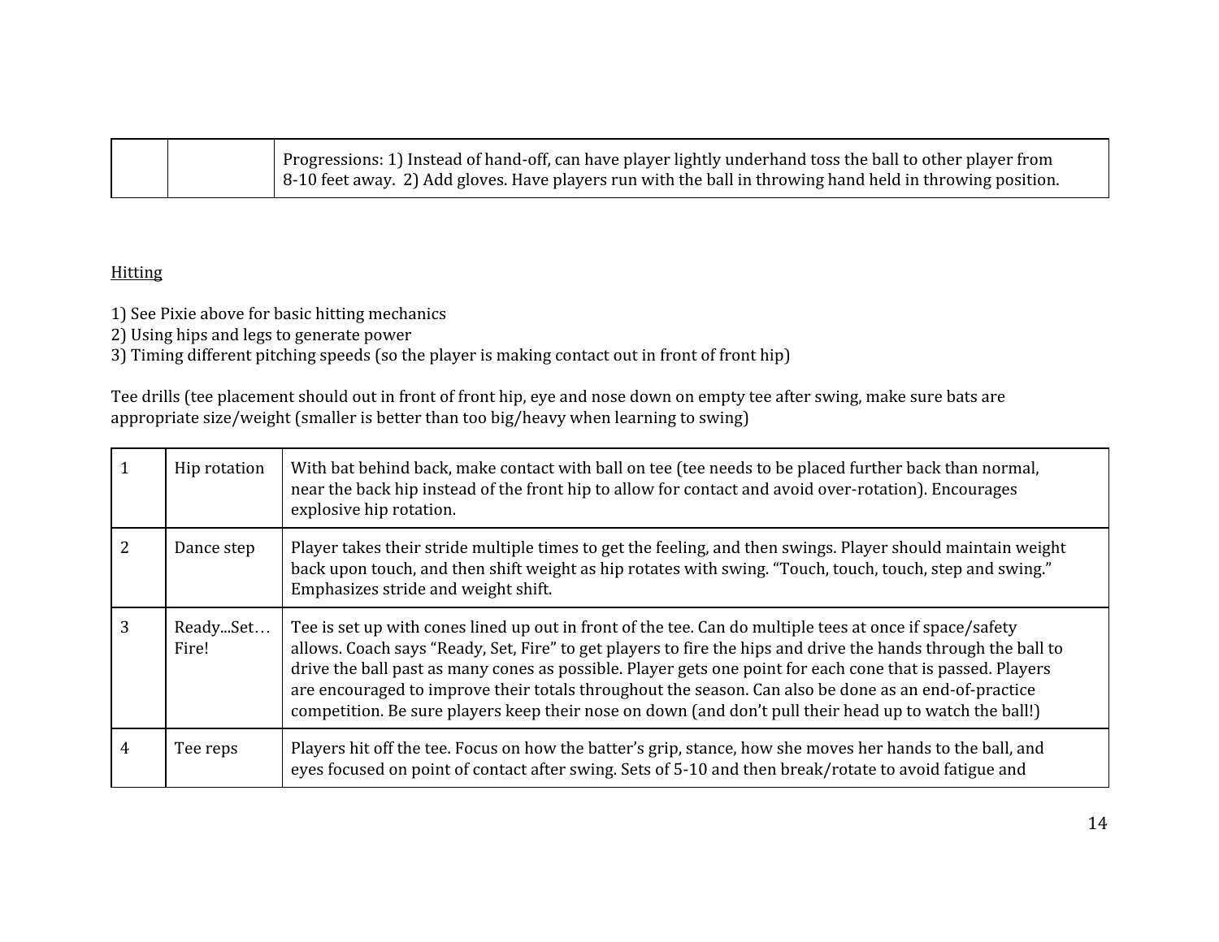| | | Progressions: 1) Instead of hand-off, can have player lightly underhand toss the ball to other player from 8-10 feet away. 2) Add gloves. Have players run with the ball in throwing hand held in throwing position. |
|---|---|---|

Hitting

1) See Pixie above for basic hitting mechanics
2) Using hips and legs to generate power
3) Timing different pitching speeds (so the player is making contact out in front of front hip)

Tee drills (tee placement should out in front of front hip, eye and nose down on empty tee after swing, make sure bats are appropriate size/weight (smaller is better than too big/heavy when learning to swing)

| 1 | Hip rotation | With bat behind back, make contact with ball on tee (tee needs to be placed further back than normal, near the back hip instead of the front hip to allow for contact and avoid over-rotation). Encourages explosive hip rotation. |
|---|---|---|
| 2 | Dance step | Player takes their stride multiple times to get the feeling, and then swings. Player should maintain weight back upon touch, and then shift weight as hip rotates with swing. "Touch, touch, touch, step and swing." Emphasizes stride and weight shift. |
| 3 | Ready...Set… Fire! | Tee is set up with cones lined up out in front of the tee. Can do multiple tees at once if space/safety allows. Coach says "Ready, Set, Fire" to get players to fire the hips and drive the hands through the ball to drive the ball past as many cones as possible. Player gets one point for each cone that is passed. Players are encouraged to improve their totals throughout the season. Can also be done as an end-of-practice competition. Be sure players keep their nose on down (and don't pull their head up to watch the ball!) |
| 4 | Tee reps | Players hit off the tee. Focus on how the batter's grip, stance, how she moves her hands to the ball, and eyes focused on point of contact after swing. Sets of 5-10 and then break/rotate to avoid fatigue and |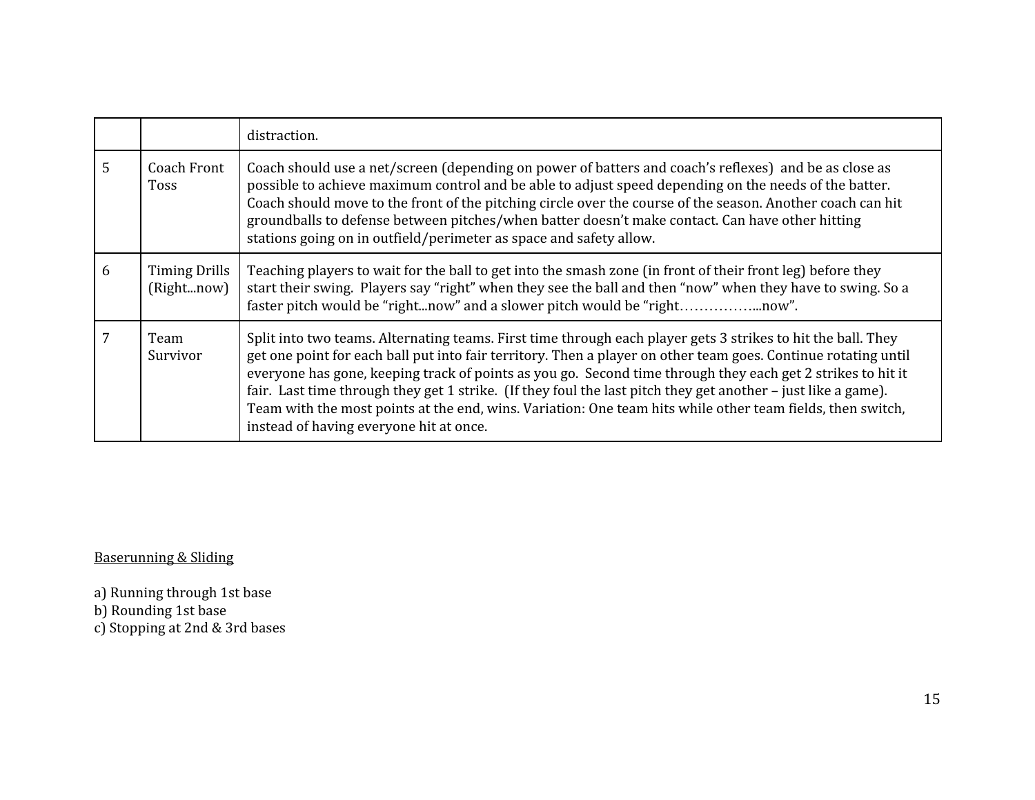| | | |
|---|---|---|
| | | distraction. |
| 5 | Coach Front Toss | Coach should use a net/screen (depending on power of batters and coach's reflexes) and be as close as possible to achieve maximum control and be able to adjust speed depending on the needs of the batter. Coach should move to the front of the pitching circle over the course of the season. Another coach can hit groundballs to defense between pitches/when batter doesn't make contact. Can have other hitting stations going on in outfield/perimeter as space and safety allow. |
| 6 | Timing Drills (Right...now) | Teaching players to wait for the ball to get into the smash zone (in front of their front leg) before they start their swing. Players say "right" when they see the ball and then "now" when they have to swing. So a faster pitch would be "right...now" and a slower pitch would be "right……………...now". |
| 7 | Team Survivor | Split into two teams. Alternating teams. First time through each player gets 3 strikes to hit the ball. They get one point for each ball put into fair territory. Then a player on other team goes. Continue rotating until everyone has gone, keeping track of points as you go. Second time through they each get 2 strikes to hit it fair. Last time through they get 1 strike. (If they foul the last pitch they get another – just like a game). Team with the most points at the end, wins. Variation: One team hits while other team fields, then switch, instead of having everyone hit at once. |

<u>Baserunning & Sliding</u>

a) Running through 1st base
b) Rounding 1st base
c) Stopping at 2nd & 3rd bases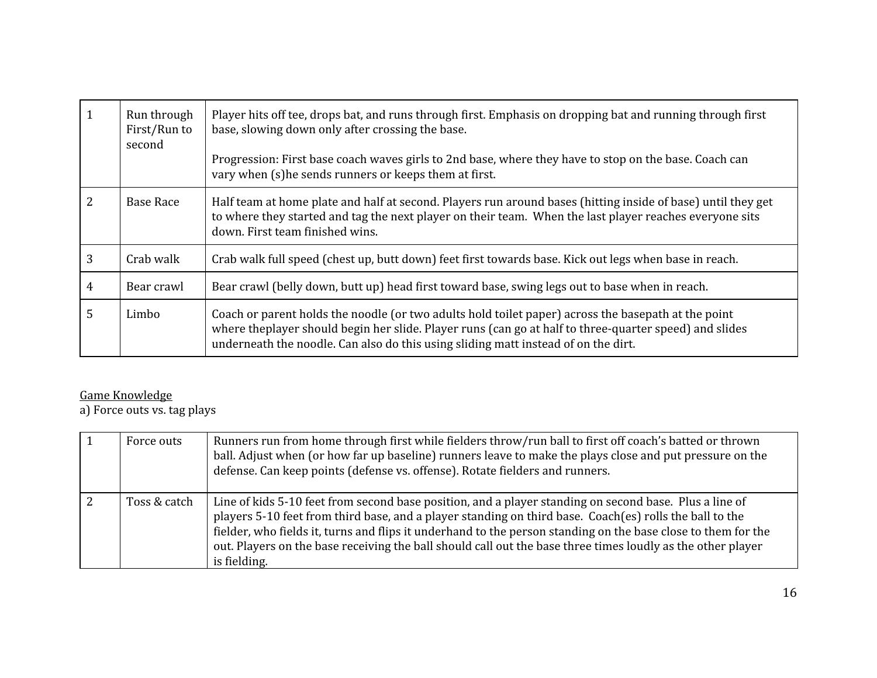| | | |
|---|---|---|
| 1 | Run through First/Run to second | Player hits off tee, drops bat, and runs through first. Emphasis on dropping bat and running through first base, slowing down only after crossing the base.<br><br>Progression: First base coach waves girls to 2nd base, where they have to stop on the base. Coach can vary when (s)he sends runners or keeps them at first. |
| 2 | Base Race | Half team at home plate and half at second. Players run around bases (hitting inside of base) until they get to where they started and tag the next player on their team. When the last player reaches everyone sits down. First team finished wins. |
| 3 | Crab walk | Crab walk full speed (chest up, butt down) feet first towards base. Kick out legs when base in reach. |
| 4 | Bear crawl | Bear crawl (belly down, butt up) head first toward base, swing legs out to base when in reach. |
| 5 | Limbo | Coach or parent holds the noodle (or two adults hold toilet paper) across the basepath at the point where theplayer should begin her slide. Player runs (can go at half to three-quarter speed) and slides underneath the noodle. Can also do this using sliding matt instead of on the dirt. |

<u>Game Knowledge</u>

a) Force outs vs. tag plays

| | | |
|---|---|---|
| 1 | Force outs | Runners run from home through first while fielders throw/run ball to first off coach's batted or thrown ball. Adjust when (or how far up baseline) runners leave to make the plays close and put pressure on the defense. Can keep points (defense vs. offense). Rotate fielders and runners. |
| 2 | Toss & catch | Line of kids 5-10 feet from second base position, and a player standing on second base. Plus a line of players 5-10 feet from third base, and a player standing on third base. Coach(es) rolls the ball to the fielder, who fields it, turns and flips it underhand to the person standing on the base close to them for the out. Players on the base receiving the ball should call out the base three times loudly as the other player is fielding. |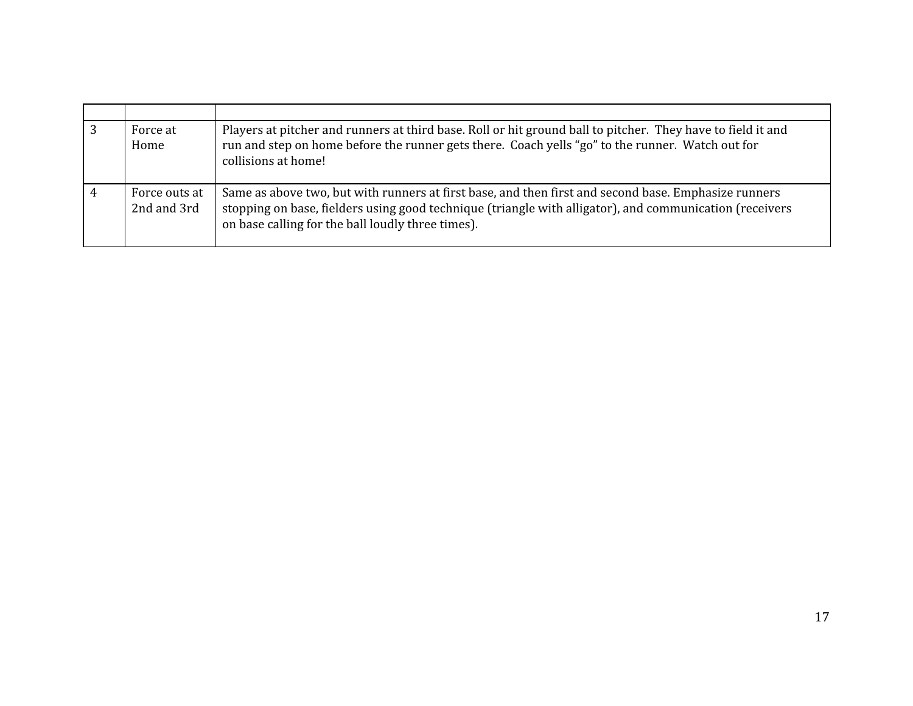| | | |
|---|---|---|
| 3 | Force at Home | Players at pitcher and runners at third base. Roll or hit ground ball to pitcher. They have to field it and run and step on home before the runner gets there. Coach yells "go" to the runner. Watch out for collisions at home! |
| 4 | Force outs at 2nd and 3rd | Same as above two, but with runners at first base, and then first and second base. Emphasize runners stopping on base, fielders using good technique (triangle with alligator), and communication (receivers on base calling for the ball loudly three times). |